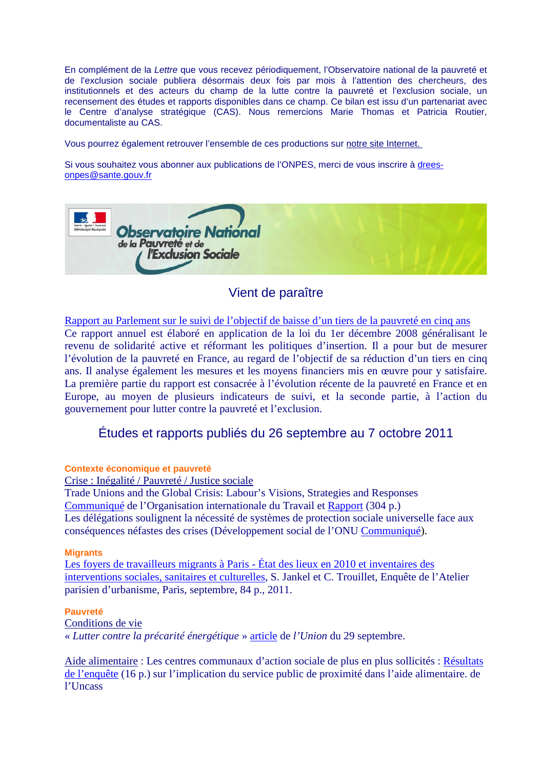En complément de la *Lettre* que vous recevez périodiquement, l'Observatoire national de la pauvreté et de l'exclusion sociale publiera désormais deux fois par mois à l'attention des chercheurs, des institutionnels et des acteurs du champ de la lutte contre la pauvreté et l'exclusion sociale, un recensement des études et rapports disponibles dans ce champ. Ce bilan est issu d'un partenariat avec le Centre d'analyse stratégique (CAS). Nous remercions Marie Thomas et Patricia Routier, documentaliste au CAS.

Vous pourrez également retrouver l'ensemble de ces productions sur notre site Internet.

Si vous souhaitez vous abonner aux publications de l'ONPES, merci de vous inscrire à drees-onpes@sante.gouv.fr

Observatoire National de la Pauvreté et de l'Exclusion Sociale

## Vient de paraître

Rapport au Parlement sur le suivi de l'objectif de baisse d'un tiers de la pauvreté en cinq ans
Ce rapport annuel est élaboré en application de la loi du 1er décembre 2008 généralisant le revenu de solidarité active et réformant les politiques d'insertion. Il a pour but de mesurer l'évolution de la pauvreté en France, au regard de l'objectif de sa réduction d'un tiers en cinq ans. Il analyse également les mesures et les moyens financiers mis en œuvre pour y satisfaire. La première partie du rapport est consacrée à l'évolution récente de la pauvreté en France et en Europe, au moyen de plusieurs indicateurs de suivi, et la seconde partie, à l'action du gouvernement pour lutter contre la pauvreté et l'exclusion.

## Études et rapports publiés du 26 septembre au 7 octobre 2011

**Contexte économique et pauvreté**

Crise : Inégalité / Pauvreté / Justice sociale
Trade Unions and the Global Crisis: Labour's Visions, Strategies and Responses
Communiqué de l'Organisation internationale du Travail et Rapport (304 p.)
Les délégations soulignent la nécessité de systèmes de protection sociale universelle face aux conséquences néfastes des crises (Développement social de l'ONU Communiqué).

**Migrants**

Les foyers de travailleurs migrants à Paris - État des lieux en 2010 et inventaires des interventions sociales, sanitaires et culturelles, S. Jankel et C. Trouillet, Enquête de l'Atelier parisien d'urbanisme, Paris, septembre, 84 p., 2011.

**Pauvreté**

Conditions de vie
« *Lutter contre la précarité énergétique* » article de *l'Union* du 29 septembre.

Aide alimentaire : Les centres communaux d'action sociale de plus en plus sollicités : Résultats de l'enquête (16 p.) sur l'implication du service public de proximité dans l'aide alimentaire. de l'Uncass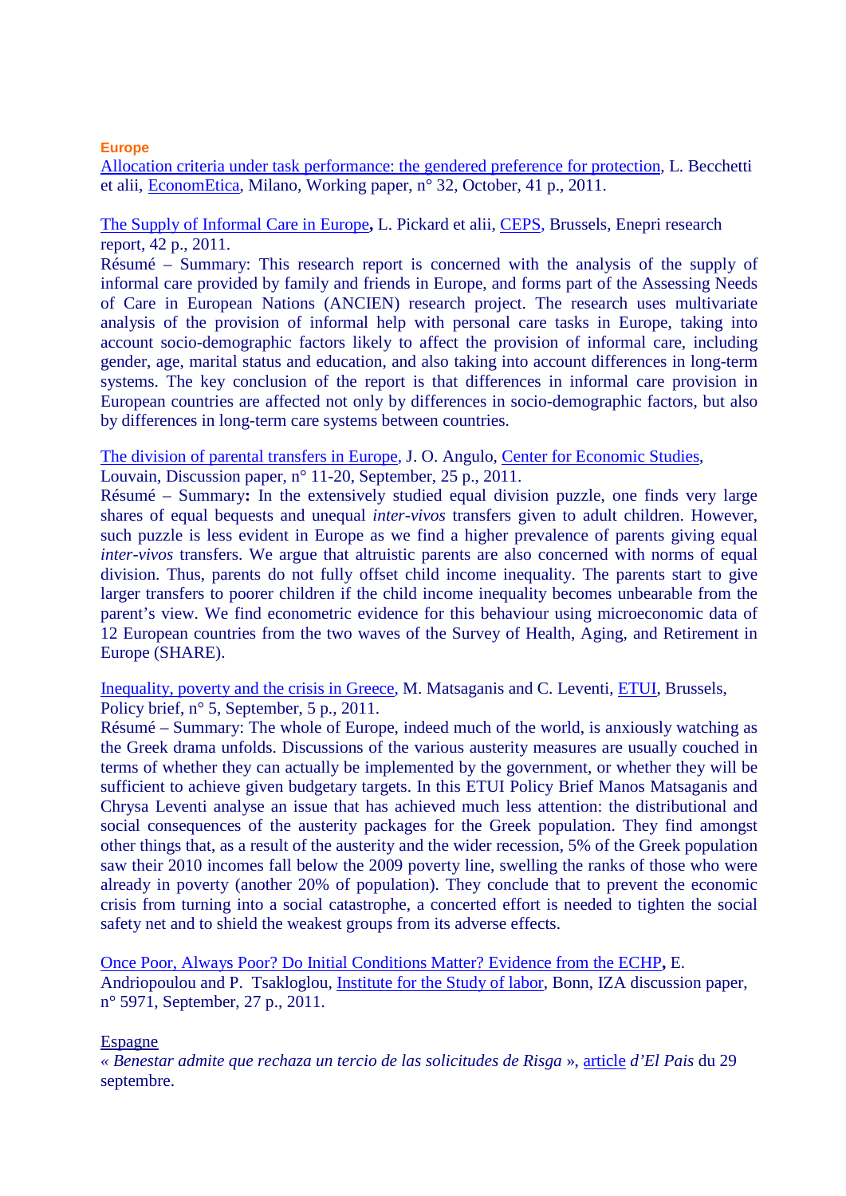### Europe

Allocation criteria under task performance: the gendered preference for protection, L. Becchetti et alii, EconomEtica, Milano, Working paper, n° 32, October, 41 p., 2011.

The Supply of Informal Care in Europe**,** L. Pickard et alii, CEPS, Brussels, Enepri research report, 42 p., 2011.

Résumé – Summary: This research report is concerned with the analysis of the supply of informal care provided by family and friends in Europe, and forms part of the Assessing Needs of Care in European Nations (ANCIEN) research project. The research uses multivariate analysis of the provision of informal help with personal care tasks in Europe, taking into account socio-demographic factors likely to affect the provision of informal care, including gender, age, marital status and education, and also taking into account differences in long-term systems. The key conclusion of the report is that differences in informal care provision in European countries are affected not only by differences in socio-demographic factors, but also by differences in long-term care systems between countries.

The division of parental transfers in Europe, J. O. Angulo, Center for Economic Studies, Louvain, Discussion paper, n° 11-20, September, 25 p., 2011.

Résumé – Summary**:** In the extensively studied equal division puzzle, one finds very large shares of equal bequests and unequal *inter-vivos* transfers given to adult children. However, such puzzle is less evident in Europe as we find a higher prevalence of parents giving equal *inter-vivos* transfers. We argue that altruistic parents are also concerned with norms of equal division. Thus, parents do not fully offset child income inequality. The parents start to give larger transfers to poorer children if the child income inequality becomes unbearable from the parent's view. We find econometric evidence for this behaviour using microeconomic data of 12 European countries from the two waves of the Survey of Health, Aging, and Retirement in Europe (SHARE).

Inequality, poverty and the crisis in Greece, M. Matsaganis and C. Leventi, ETUI, Brussels, Policy brief, n° 5, September, 5 p., 2011.

Résumé – Summary: The whole of Europe, indeed much of the world, is anxiously watching as the Greek drama unfolds. Discussions of the various austerity measures are usually couched in terms of whether they can actually be implemented by the government, or whether they will be sufficient to achieve given budgetary targets. In this ETUI Policy Brief Manos Matsaganis and Chrysa Leventi analyse an issue that has achieved much less attention: the distributional and social consequences of the austerity packages for the Greek population. They find amongst other things that, as a result of the austerity and the wider recession, 5% of the Greek population saw their 2010 incomes fall below the 2009 poverty line, swelling the ranks of those who were already in poverty (another 20% of population). They conclude that to prevent the economic crisis from turning into a social catastrophe, a concerted effort is needed to tighten the social safety net and to shield the weakest groups from its adverse effects.

Once Poor, Always Poor? Do Initial Conditions Matter? Evidence from the ECHP**,** E. Andriopoulou and P. Tsakloglou, Institute for the Study of labor, Bonn, IZA discussion paper, n° 5971, September, 27 p., 2011.

Espagne

*« Benestar admite que rechaza un tercio de las solicitudes de Risga »*, article *d'El Pais* du 29 septembre.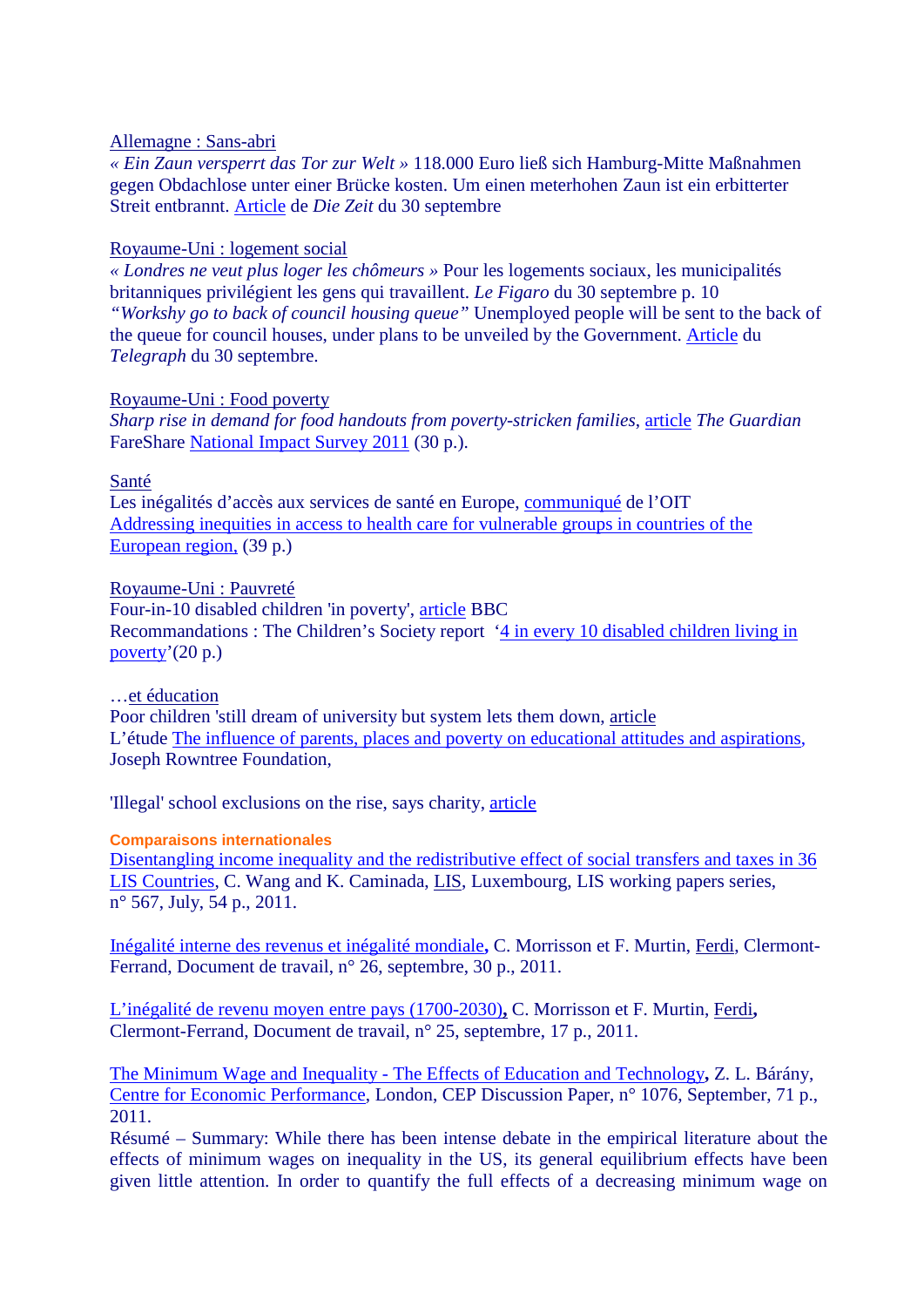Allemagne : Sans-abri

*« Ein Zaun versperrt das Tor zur Welt »* 118.000 Euro ließ sich Hamburg-Mitte Maßnahmen gegen Obdachlose unter einer Brücke kosten. Um einen meterhohen Zaun ist ein erbitterter Streit entbrannt. Article de *Die Zeit* du 30 septembre

Royaume-Uni : logement social

*« Londres ne veut plus loger les chômeurs »* Pour les logements sociaux, les municipalités britanniques privilégient les gens qui travaillent. *Le Figaro* du 30 septembre p. 10

*"Workshy go to back of council housing queue"* Unemployed people will be sent to the back of the queue for council houses, under plans to be unveiled by the Government. Article du *Telegraph* du 30 septembre.

Royaume-Uni : Food poverty

*Sharp rise in demand for food handouts from poverty-stricken families*, article *The Guardian*

FareShare National Impact Survey 2011 (30 p.).

Santé

Les inégalités d'accès aux services de santé en Europe, communiqué de l'OIT

Addressing inequities in access to health care for vulnerable groups in countries of the European region, (39 p.)

Royaume-Uni : Pauvreté

Four-in-10 disabled children 'in poverty', article BBC

Recommandations : The Children's Society report '4 in every 10 disabled children living in poverty'(20 p.)

…et éducation

Poor children 'still dream of university but system lets them down, article

L'étude The influence of parents, places and poverty on educational attitudes and aspirations, Joseph Rowntree Foundation,

'Illegal' school exclusions on the rise, says charity, article

**Comparaisons internationales**

Disentangling income inequality and the redistributive effect of social transfers and taxes in 36 LIS Countries, C. Wang and K. Caminada, LIS, Luxembourg, LIS working papers series, n° 567, July, 54 p., 2011.

Inégalité interne des revenus et inégalité mondiale, C. Morrisson et F. Murtin, Ferdi, Clermont-Ferrand, Document de travail, n° 26, septembre, 30 p., 2011.

L'inégalité de revenu moyen entre pays (1700-2030), C. Morrisson et F. Murtin, Ferdi, Clermont-Ferrand, Document de travail, n° 25, septembre, 17 p., 2011.

The Minimum Wage and Inequality - The Effects of Education and Technology, Z. L. Bárány, Centre for Economic Performance, London, CEP Discussion Paper, n° 1076, September, 71 p., 2011.

Résumé – Summary: While there has been intense debate in the empirical literature about the effects of minimum wages on inequality in the US, its general equilibrium effects have been given little attention. In order to quantify the full effects of a decreasing minimum wage on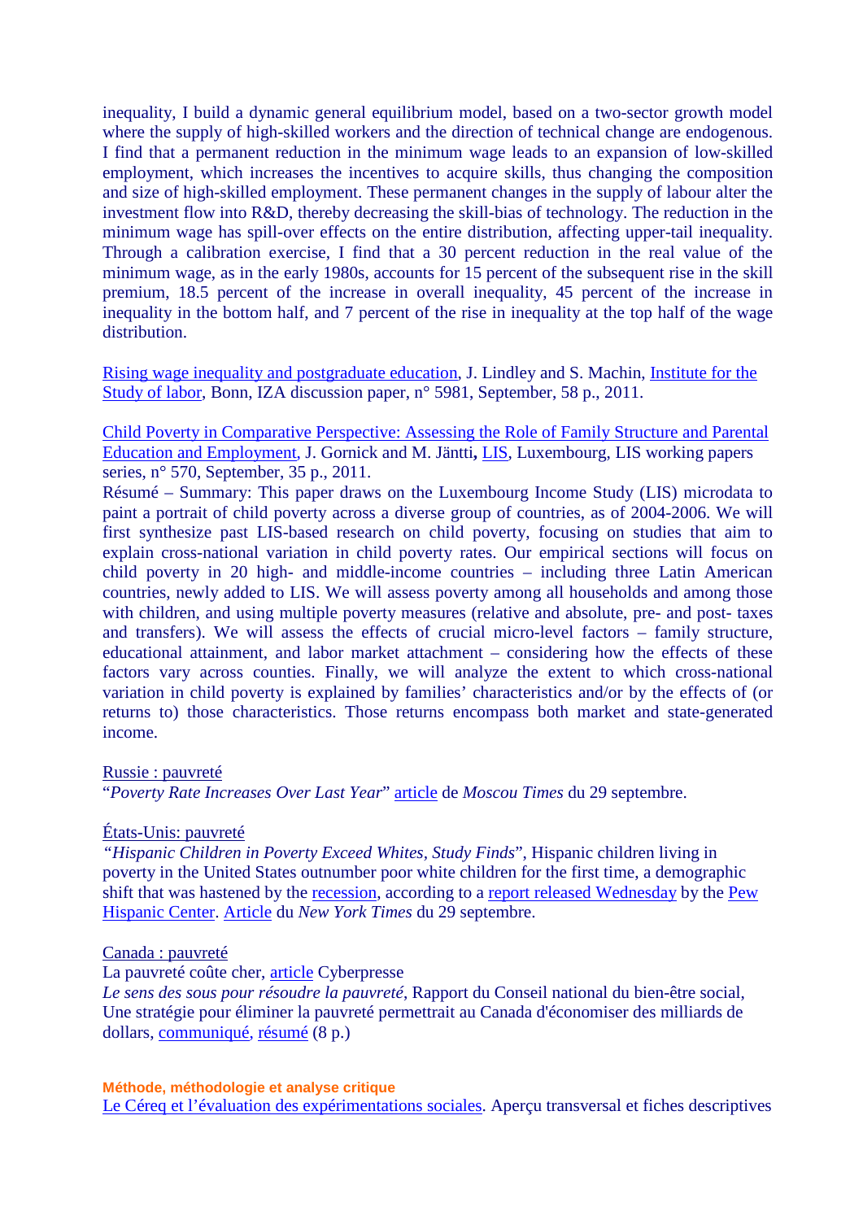inequality, I build a dynamic general equilibrium model, based on a two-sector growth model where the supply of high-skilled workers and the direction of technical change are endogenous. I find that a permanent reduction in the minimum wage leads to an expansion of low-skilled employment, which increases the incentives to acquire skills, thus changing the composition and size of high-skilled employment. These permanent changes in the supply of labour alter the investment flow into R&D, thereby decreasing the skill-bias of technology. The reduction in the minimum wage has spill-over effects on the entire distribution, affecting upper-tail inequality. Through a calibration exercise, I find that a 30 percent reduction in the real value of the minimum wage, as in the early 1980s, accounts for 15 percent of the subsequent rise in the skill premium, 18.5 percent of the increase in overall inequality, 45 percent of the increase in inequality in the bottom half, and 7 percent of the rise in inequality at the top half of the wage distribution.

Rising wage inequality and postgraduate education, J. Lindley and S. Machin, Institute for the Study of labor, Bonn, IZA discussion paper, n° 5981, September, 58 p., 2011.

Child Poverty in Comparative Perspective: Assessing the Role of Family Structure and Parental Education and Employment, J. Gornick and M. Jäntti**,** LIS, Luxembourg, LIS working papers series, n° 570, September, 35 p., 2011.

Résumé – Summary: This paper draws on the Luxembourg Income Study (LIS) microdata to paint a portrait of child poverty across a diverse group of countries, as of 2004-2006. We will first synthesize past LIS-based research on child poverty, focusing on studies that aim to explain cross-national variation in child poverty rates. Our empirical sections will focus on child poverty in 20 high- and middle-income countries – including three Latin American countries, newly added to LIS. We will assess poverty among all households and among those with children, and using multiple poverty measures (relative and absolute, pre- and post- taxes and transfers). We will assess the effects of crucial micro-level factors – family structure, educational attainment, and labor market attachment – considering how the effects of these factors vary across counties. Finally, we will analyze the extent to which cross-national variation in child poverty is explained by families' characteristics and/or by the effects of (or returns to) those characteristics. Those returns encompass both market and state-generated income.

Russie : pauvreté

"*Poverty Rate Increases Over Last Year*" article de *Moscou Times* du 29 septembre.

États-Unis: pauvreté

*"Hispanic Children in Poverty Exceed Whites, Study Finds*", Hispanic children living in poverty in the United States outnumber poor white children for the first time, a demographic shift that was hastened by the recession, according to a report released Wednesday by the Pew Hispanic Center. Article du *New York Times* du 29 septembre.

Canada : pauvreté

La pauvreté coûte cher, article Cyberpresse

*Le sens des sous pour résoudre la pauvreté*, Rapport du Conseil national du bien-être social, Une stratégie pour éliminer la pauvreté permettrait au Canada d'économiser des milliards de dollars, communiqué, résumé (8 p.)

**Méthode, méthodologie et analyse critique**

Le Céreq et l'évaluation des expérimentations sociales. Aperçu transversal et fiches descriptives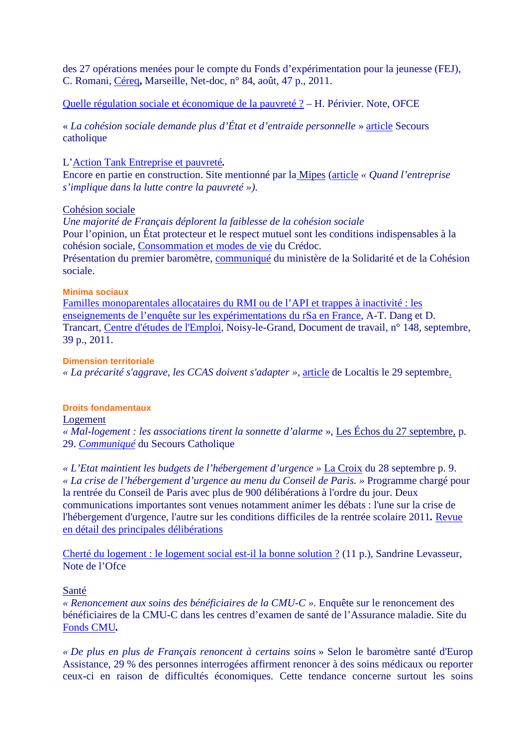des 27 opérations menées pour le compte du Fonds d'expérimentation pour la jeunesse (FEJ), C. Romani, Céreq**,** Marseille, Net-doc, n° 84, août, 47 p., 2011.

Quelle régulation sociale et économique de la pauvreté ? – H. Périvier. Note, OFCE

*« La cohésion sociale demande plus d'État et d'entraide personnelle »* article Secours catholique

L'Action Tank Entreprise et pauvreté**.**
Encore en partie en construction. Site mentionné par la Mipes (article *« Quand l'entreprise s'implique dans la lutte contre la pauvreté »).*

Cohésion sociale
*Une majorité de Français déplorent la faiblesse de la cohésion sociale*
Pour l'opinion, un État protecteur et le respect mutuel sont les conditions indispensables à la cohésion sociale, Consommation et modes de vie du Crédoc.
Présentation du premier baromètre, communiqué du ministère de la Solidarité et de la Cohésion sociale.

**Minima sociaux**

Familles monoparentales allocataires du RMI ou de l'API et trappes à inactivité : les enseignements de l'enquête sur les expérimentations du rSa en France, A-T. Dang et D. Trancart, Centre d'études de l'Emploi, Noisy-le-Grand, Document de travail, n° 148, septembre, 39 p., 2011.

**Dimension territoriale**

*« La précarité s'aggrave, les CCAS doivent s'adapter »*, article de Localtis le 29 septembre.

**Droits fondamentaux**

Logement
*« Mal-logement : les associations tirent la sonnette d'alarme »*, Les Échos du 27 septembre, p. 29. *Communiqué* du Secours Catholique

*« L'Etat maintient les budgets de l'hébergement d'urgence »* La Croix du 28 septembre p. 9.
*« La crise de l'hébergement d'urgence au menu du Conseil de Paris. »* Programme chargé pour la rentrée du Conseil de Paris avec plus de 900 délibérations à l'ordre du jour. Deux communications importantes sont venues notamment animer les débats : l'une sur la crise de l'hébergement d'urgence, l'autre sur les conditions difficiles de la rentrée scolaire 2011**.** Revue en détail des principales délibérations

Cherté du logement : le logement social est-il la bonne solution ? (11 p.), Sandrine Levasseur, Note de l'Ofce

Santé
*« Renoncement aux soins des bénéficiaires de la CMU-C »*. Enquête sur le renoncement des bénéficiaires de la CMU-C dans les centres d'examen de santé de l'Assurance maladie. Site du Fonds CMU**.**

*« De plus en plus de Français renoncent à certains soins »* Selon le baromètre santé d'Europ Assistance, 29 % des personnes interrogées affirment renoncer à des soins médicaux ou reporter ceux-ci en raison de difficultés économiques. Cette tendance concerne surtout les soins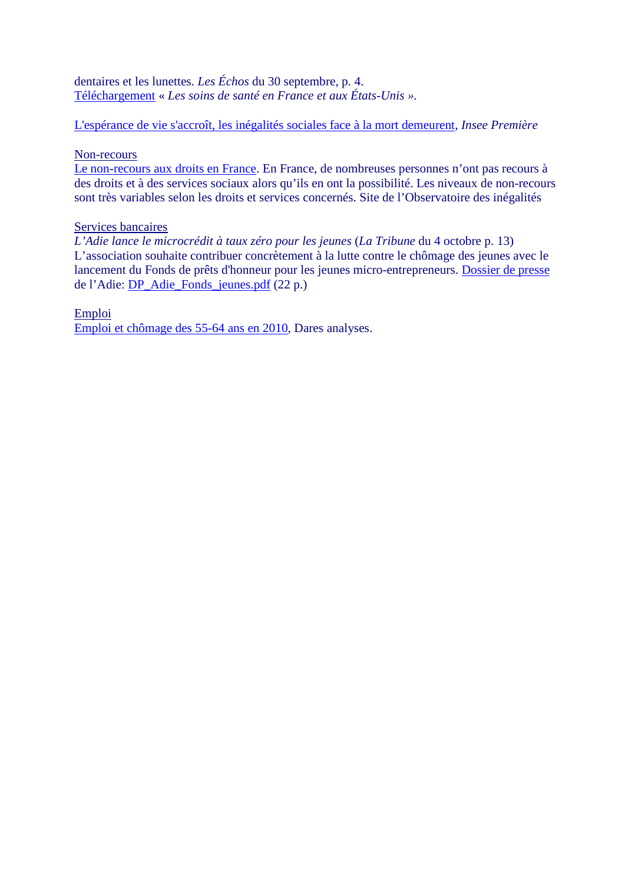dentaires et les lunettes. *Les Échos* du 30 septembre, p. 4.
Téléchargement « *Les soins de santé en France et aux États-Unis* ».

L'espérance de vie s'accroît, les inégalités sociales face à la mort demeurent, *Insee Première*

Non-recours
Le non-recours aux droits en France. En France, de nombreuses personnes n'ont pas recours à des droits et à des services sociaux alors qu'ils en ont la possibilité. Les niveaux de non-recours sont très variables selon les droits et services concernés. Site de l'Observatoire des inégalités

Services bancaires
*L'Adie lance le microcrédit à taux zéro pour les jeunes* (*La Tribune* du 4 octobre p. 13)
L'association souhaite contribuer concrètement à la lutte contre le chômage des jeunes avec le lancement du Fonds de prêts d'honneur pour les jeunes micro-entrepreneurs. Dossier de presse de l'Adie: DP_Adie_Fonds_jeunes.pdf (22 p.)

Emploi
Emploi et chômage des 55-64 ans en 2010, Dares analyses.